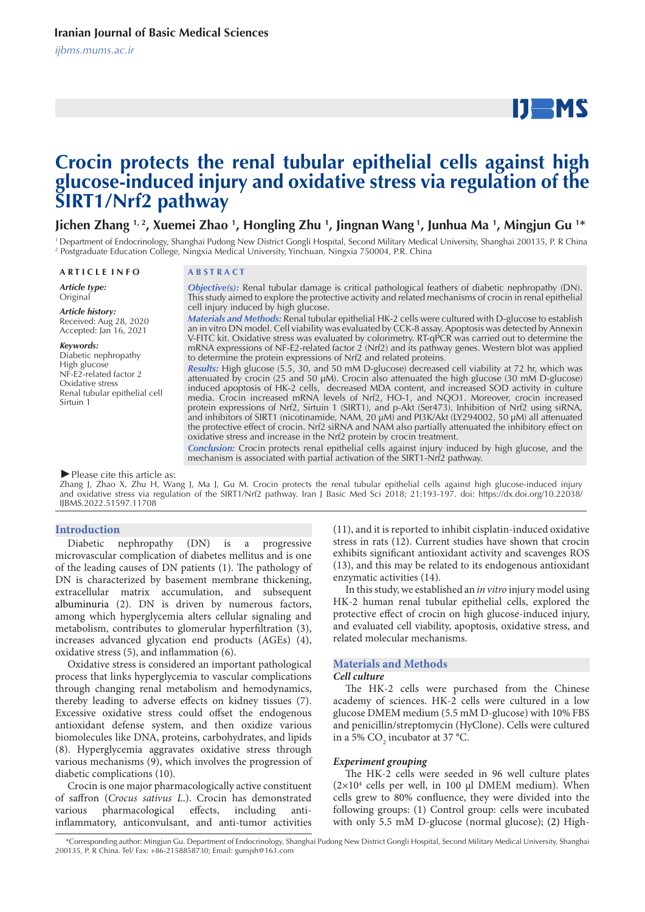# Crocin protects the renal tubular epithelial cells against high glucose-induced injury and oxidative stress via regulation of the SIRT1/Nrf2 pathway

**Jichen Zhang [1,2], Xuemei Zhao [1], Hongling Zhu [1], Jingnan Wang [1], Junhua Ma [1], Mingjun Gu [1]***

[1] Department of Endocrinology, Shanghai Pudong New District Gongli Hospital, Second Military Medical University, Shanghai 200135, P. R China
[2] Postgraduate Education College, Ningxia Medical University, Yinchuan, Ningxia 750004, P.R. China

**ARTICLE INFO**

*Article type:*
Original

*Article history:*
Received: Aug 28, 2020
Accepted: Jan 16, 2021

*Keywords:*
Diabetic nephropathy
High glucose
NF-E2-related factor 2
Oxidative stress
Renal tubular epithelial cell
Sirtuin 1

**ABSTRACT**

***Objective(s):*** Renal tubular damage is critical pathological feathers of diabetic nephropathy (DN). This study aimed to explore the protective activity and related mechanisms of crocin in renal epithelial cell injury induced by high glucose.

***Materials and Methods:*** Renal tubular epithelial HK-2 cells were cultured with D-glucose to establish an in vitro DN model. Cell viability was evaluated by CCK-8 assay. Apoptosis was detected by Annexin V-FITC kit. Oxidative stress was evaluated by colorimetry. RT-qPCR was carried out to determine the mRNA expressions of NF-E2-related factor 2 (Nrf2) and its pathway genes. Western blot was applied to determine the protein expressions of Nrf2 and related proteins.

***Results:*** High glucose (5.5, 30, and 50 mM D-glucose) decreased cell viability at 72 hr, which was attenuated by crocin (25 and 50 μM). Crocin also attenuated the high glucose (30 mM D-glucose) induced apoptosis of HK-2 cells, decreased MDA content, and increased SOD activity in culture media. Crocin increased mRNA levels of Nrf2, HO-1, and NQO1. Moreover, crocin increased protein expressions of Nrf2, Sirtuin 1 (SIRT1), and p-Akt (Ser473). Inhibition of Nrf2 using siRNA, and inhibitors of SIRT1 (nicotinamide, NAM, 20 μM) and PI3K/Akt (LY294002, 50 μM) all attenuated the protective effect of crocin. Nrf2 siRNA and NAM also partially attenuated the inhibitory effect on oxidative stress and increase in the Nrf2 protein by crocin treatment.

***Conclusion:*** Crocin protects renal epithelial cells against injury induced by high glucose, and the mechanism is associated with partial activation of the SIRT1-Nrf2 pathway.

►Please cite this article as:
Zhang J, Zhao X, Zhu H, Wang J, Ma J, Gu M. Crocin protects the renal tubular epithelial cells against high glucose-induced injury and oxidative stress via regulation of the SIRT1/Nrf2 pathway. Iran J Basic Med Sci 2018; 21:193-197. doi: https://dx.doi.org/10.22038/IJBMS.2022.51597.11708

## Introduction

Diabetic nephropathy (DN) is a progressive microvascular complication of diabetes mellitus and is one of the leading causes of DN patients (1). The pathology of DN is characterized by basement membrane thickening, extracellular matrix accumulation, and subsequent albuminuria (2). DN is driven by numerous factors, among which hyperglycemia alters cellular signaling and metabolism, contributes to glomerular hyperfiltration (3), increases advanced glycation end products (AGEs) (4), oxidative stress (5), and inflammation (6).

Oxidative stress is considered an important pathological process that links hyperglycemia to vascular complications through changing renal metabolism and hemodynamics, thereby leading to adverse effects on kidney tissues (7). Excessive oxidative stress could offset the endogenous antioxidant defense system, and then oxidize various biomolecules like DNA, proteins, carbohydrates, and lipids (8). Hyperglycemia aggravates oxidative stress through various mechanisms (9), which involves the progression of diabetic complications (10).

Crocin is one major pharmacologically active constituent of saffron (*Crocus sativus L.*). Crocin has demonstrated various pharmacological effects, including anti-inflammatory, anticonvulsant, and anti-tumor activities (11), and it is reported to inhibit cisplatin-induced oxidative stress in rats (12). Current studies have shown that crocin exhibits significant antioxidant activity and scavenges ROS (13), and this may be related to its endogenous antioxidant enzymatic activities (14).

In this study, we established an *in vitro* injury model using HK-2 human renal tubular epithelial cells, explored the protective effect of crocin on high glucose-induced injury, and evaluated cell viability, apoptosis, oxidative stress, and related molecular mechanisms.

## Materials and Methods

### Cell culture

The HK-2 cells were purchased from the Chinese academy of sciences. HK-2 cells were cultured in a low glucose DMEM medium (5.5 mM D-glucose) with 10% FBS and penicillin/streptomycin (HyClone). Cells were cultured in a 5% $CO_2$ incubator at 37 °C.

### Experiment grouping

The HK-2 cells were seeded in 96 well culture plates ($2\times10^4$ cells per well, in 100 μl DMEM medium). When cells grew to 80% confluence, they were divided into the following groups: (1) Control group: cells were incubated with only 5.5 mM D-glucose (normal glucose); (2) High-

*Corresponding author: Mingjun Gu. Department of Endocrinology, Shanghai Pudong New District Gongli Hospital, Second Military Medical University, Shanghai 200135, P. R China. Tel/ Fax: +86-2158858730; Email: gumjsh@163.com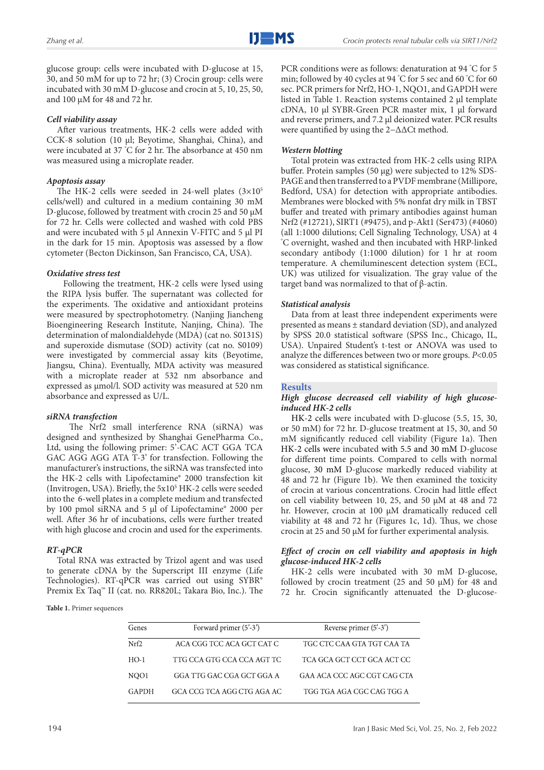glucose group: cells were incubated with D-glucose at 15, 30, and 50 mM for up to 72 hr; (3) Crocin group: cells were incubated with 30 mM D-glucose and crocin at 5, 10, 25, 50, and 100 μM for 48 and 72 hr.

### *Cell viability assay*

After various treatments, HK-2 cells were added with CCK-8 solution (10 μl; Beyotime, Shanghai, China), and were incubated at 37 °C for 2 hr. The absorbance at 450 nm was measured using a microplate reader.

### *Apoptosis assay*

The HK-2 cells were seeded in 24-well plates ($3 \times 10^5$ cells/well) and cultured in a medium containing 30 mM D-glucose, followed by treatment with crocin 25 and 50 μM for 72 hr. Cells were collected and washed with cold PBS and were incubated with 5 μl Annexin V-FITC and 5 μl PI in the dark for 15 min. Apoptosis was assessed by a flow cytometer (Becton Dickinson, San Francisco, CA, USA).

### *Oxidative stress test*

Following the treatment, HK-2 cells were lysed using the RIPA lysis buffer. The supernatant was collected for the experiments. The oxidative and antioxidant proteins were measured by spectrophotometry. (Nanjing Jiancheng Bioengineering Research Institute, Nanjing, China). The determination of malondialdehyde (MDA) (cat no. S0131S) and superoxide dismutase (SOD) activity (cat no. S0109) were investigated by commercial assay kits (Beyotime, Jiangsu, China). Eventually, MDA activity was measured with a microplate reader at 532 nm absorbance and expressed as μmol/l. SOD activity was measured at 520 nm absorbance and expressed as U/L.

### *siRNA transfection*

The Nrf2 small interference RNA (siRNA) was designed and synthesized by Shanghai GenePharma Co., Ltd, using the following primer: 5'-CAC ACT GGA TCA GAC AGG AGG ATA T-3' for transfection. Following the manufacturer's instructions, the siRNA was transfected into the HK-2 cells with Lipofectamine® 2000 transfection kit (Invitrogen, USA). Briefly, the $5 \times 10^5$ HK-2 cells were seeded into the 6-well plates in a complete medium and transfected by 100 pmol siRNA and 5 μl of Lipofectamine® 2000 per well. After 36 hr of incubations, cells were further treated with high glucose and crocin and used for the experiments.

### *RT-qPCR*

Total RNA was extracted by Trizol agent and was used to generate cDNA by the Superscript III enzyme (Life Technologies). RT-qPCR was carried out using SYBR® Premix Ex Taq™ II (cat. no. RR820L; Takara Bio, Inc.). The PCR conditions were as follows: denaturation at 94 °C for 5 min; followed by 40 cycles at 94 °C for 5 sec and 60 °C for 60 sec. PCR primers for Nrf2, HO-1, NQO1, and GAPDH were listed in Table 1. Reaction systems contained 2 μl template cDNA, 10 μl SYBR-Green PCR master mix, 1 μl forward and reverse primers, and 7.2 μl deionized water. PCR results were quantified by using the $2^{-\Delta\Delta Ct}$ method.

### *Western blotting*

Total protein was extracted from HK-2 cells using RIPA buffer. Protein samples (50 μg) were subjected to 12% SDS-PAGE and then transferred to a PVDF membrane (Millipore, Bedford, USA) for detection with appropriate antibodies. Membranes were blocked with 5% nonfat dry milk in TBST buffer and treated with primary antibodies against human Nrf2 (#12721), SIRT1 (#9475), and p-Akt1 (Ser473) (#4060) (all 1:1000 dilutions; Cell Signaling Technology, USA) at 4 °C overnight, washed and then incubated with HRP-linked secondary antibody (1:1000 dilution) for 1 hr at room temperature. A chemiluminescent detection system (ECL, UK) was utilized for visualization. The gray value of the target band was normalized to that of β-actin.

### *Statistical analysis*

Data from at least three independent experiments were presented as means ± standard deviation (SD), and analyzed by SPSS 20.0 statistical software (SPSS Inc., Chicago, IL, USA). Unpaired Student's t-test or ANOVA was used to analyze the differences between two or more groups. $P<0.05$ was considered as statistical significance.

## Results

### *High glucose decreased cell viability of high glucose-induced HK-2 cells*

HK-2 cells were incubated with D-glucose (5.5, 15, 30, or 50 mM) for 72 hr. D-glucose treatment at 15, 30, and 50 mM significantly reduced cell viability (Figure 1a). Then HK-2 cells were incubated with 5.5 and 30 mM D-glucose for different time points. Compared to cells with normal glucose, 30 mM D-glucose markedly reduced viability at 48 and 72 hr (Figure 1b). We then examined the toxicity of crocin at various concentrations. Crocin had little effect on cell viability between 10, 25, and 50 μM at 48 and 72 hr. However, crocin at 100 μM dramatically reduced cell viability at 48 and 72 hr (Figures 1c, 1d). Thus, we chose crocin at 25 and 50 μM for further experimental analysis.

### *Effect of crocin on cell viability and apoptosis in high glucose-induced HK-2 cells*

HK-2 cells were incubated with 30 mM D-glucose, followed by crocin treatment (25 and 50 μM) for 48 and 72 hr. Crocin significantly attenuated the D-glucose-

**Table 1.** Primer sequences

| Genes | Forward primer (5'-3') | Reverse primer (5'-3') |
| --- | --- | --- |
| Nrf2 | ACA CGG TCC ACA GCT CAT C | TGC CTC CAA GTA TGT CAA TA |
| HO-1 | TTG CCA GTG CCA CCA AGT TC | TCA GCA GCT CCT GCA ACT CC |
| NQO1 | GGA TTG GAC CGA GCT GGA A | GAA ACA CCC AGC CGT CAG CTA |
| GAPDH | GCA CCG TCA AGG CTG AGA AC | TGG TGA AGA CGC CAG TGG A |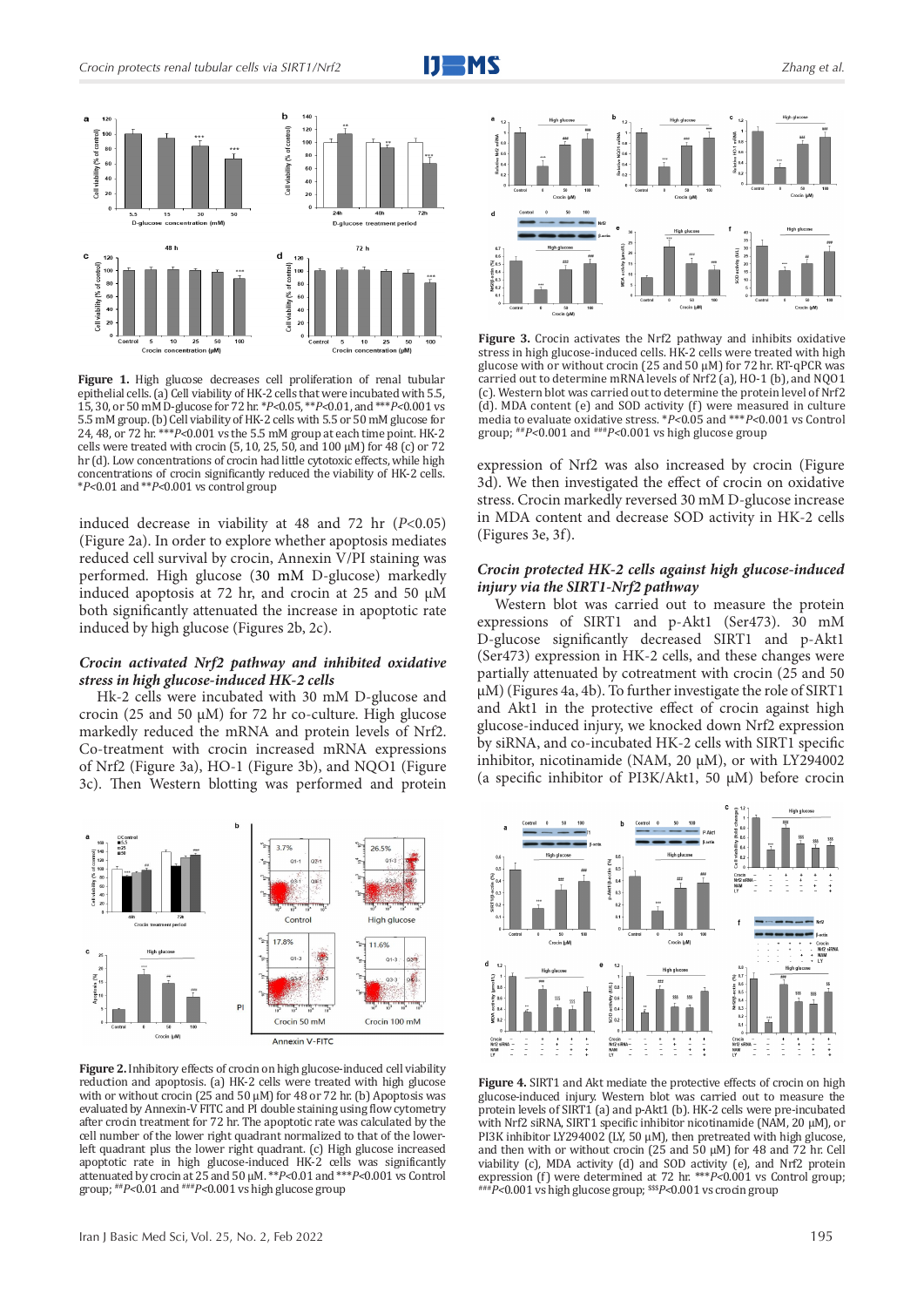**Figure 1.** High glucose decreases cell proliferation of renal tubular epithelial cells. (a) Cell viability of HK-2 cells that were incubated with 5.5, 15, 30, or 50 mM D-glucose for 72 hr. *$P$<0.05, **$P$<0.01, and ***$P$<0.001 vs 5.5 mM group. (b) Cell viability of HK-2 cells with 5.5 or 50 mM glucose for 24, 48, or 72 hr. ***$P$<0.001 vs the 5.5 mM group at each time point. HK-2 cells were treated with crocin (5, 10, 25, 50, and 100 μM) for 48 (c) or 72 hr (d). Low concentrations of crocin had little cytotoxic effects, while high concentrations of crocin significantly reduced the viability of HK-2 cells. *$P$<0.01 and **$P$<0.001 vs control group

induced decrease in viability at 48 and 72 hr ($P$<0.05) (Figure 2a). In order to explore whether apoptosis mediates reduced cell survival by crocin, Annexin V/PI staining was performed. High glucose (30 mM D-glucose) markedly induced apoptosis at 72 hr, and crocin at 25 and 50 μM both significantly attenuated the increase in apoptotic rate induced by high glucose (Figures 2b, 2c).

### *Crocin activated Nrf2 pathway and inhibited oxidative stress in high glucose-induced HK-2 cells*

Hk-2 cells were incubated with 30 mM D-glucose and crocin (25 and 50 μM) for 72 hr co-culture. High glucose markedly reduced the mRNA and protein levels of Nrf2. Co-treatment with crocin increased mRNA expressions of Nrf2 (Figure 3a), HO-1 (Figure 3b), and NQO1 (Figure 3c). Then Western blotting was performed and protein expression of Nrf2 was also increased by crocin (Figure 3d). We then investigated the effect of crocin on oxidative stress. Crocin markedly reversed 30 mM D-glucose increase in MDA content and decrease SOD activity in HK-2 cells (Figures 3e, 3f).

**Figure 2.** Inhibitory effects of crocin on high glucose-induced cell viability reduction and apoptosis. (a) HK-2 cells were treated with high glucose with or without crocin (25 and 50 μM) for 48 or 72 hr. (b) Apoptosis was evaluated by Annexin-V FITC and PI double staining using flow cytometry after crocin treatment for 72 hr. The apoptotic rate was calculated by the cell number of the lower right quadrant normalized to that of the lower-left quadrant plus the lower right quadrant. (c) High glucose increased apoptotic rate in high glucose-induced HK-2 cells was significantly attenuated by crocin at 25 and 50 μM. **$P$<0.01 and ***$P$<0.001 vs Control group; ##$P$<0.01 and ###$P$<0.001 vs high glucose group

**Figure 3.** Crocin activates the Nrf2 pathway and inhibits oxidative stress in high glucose-induced cells. HK-2 cells were treated with high glucose with or without crocin (25 and 50 μM) for 72 hr. RT-qPCR was carried out to determine mRNA levels of Nrf2 (a), HO-1 (b), and NQO1 (c). Western blot was carried out to determine the protein level of Nrf2 (d). MDA content (e) and SOD activity (f) were measured in culture media to evaluate oxidative stress. *$P$<0.05 and ***$P$<0.001 vs Control group; ##$P$<0.001 and ###$P$<0.001 vs high glucose group

### *Crocin protected HK-2 cells against high glucose-induced injury via the SIRT1-Nrf2 pathway*

Western blot was carried out to measure the protein expressions of SIRT1 and p-Akt1 (Ser473). 30 mM D-glucose significantly decreased SIRT1 and p-Akt1 (Ser473) expression in HK-2 cells, and these changes were partially attenuated by cotreatment with crocin (25 and 50 μM) (Figures 4a, 4b). To further investigate the role of SIRT1 and Akt1 in the protective effect of crocin against high glucose-induced injury, we knocked down Nrf2 expression by siRNA, and co-incubated HK-2 cells with SIRT1 specific inhibitor, nicotinamide (NAM, 20 μM), or with LY294002 (a specific inhibitor of PI3K/Akt1, 50 μM) before crocin

**Figure 4.** SIRT1 and Akt mediate the protective effects of crocin on high glucose-induced injury. Western blot was carried out to measure the protein levels of SIRT1 (a) and p-Akt1 (b). HK-2 cells were pre-incubated with Nrf2 siRNA, SIRT1 specific inhibitor nicotinamide (NAM, 20 μM), or PI3K inhibitor LY294002 (LY, 50 μM), then pretreated with high glucose, and then with or without crocin (25 and 50 μM) for 48 and 72 hr. Cell viability (c), MDA activity (d) and SOD activity (e), and Nrf2 protein expression (f) were determined at 72 hr. ***$P$<0.001 vs Control group; ###$P$<0.001 vs high glucose group; $$$$P$<0.001 vs crocin group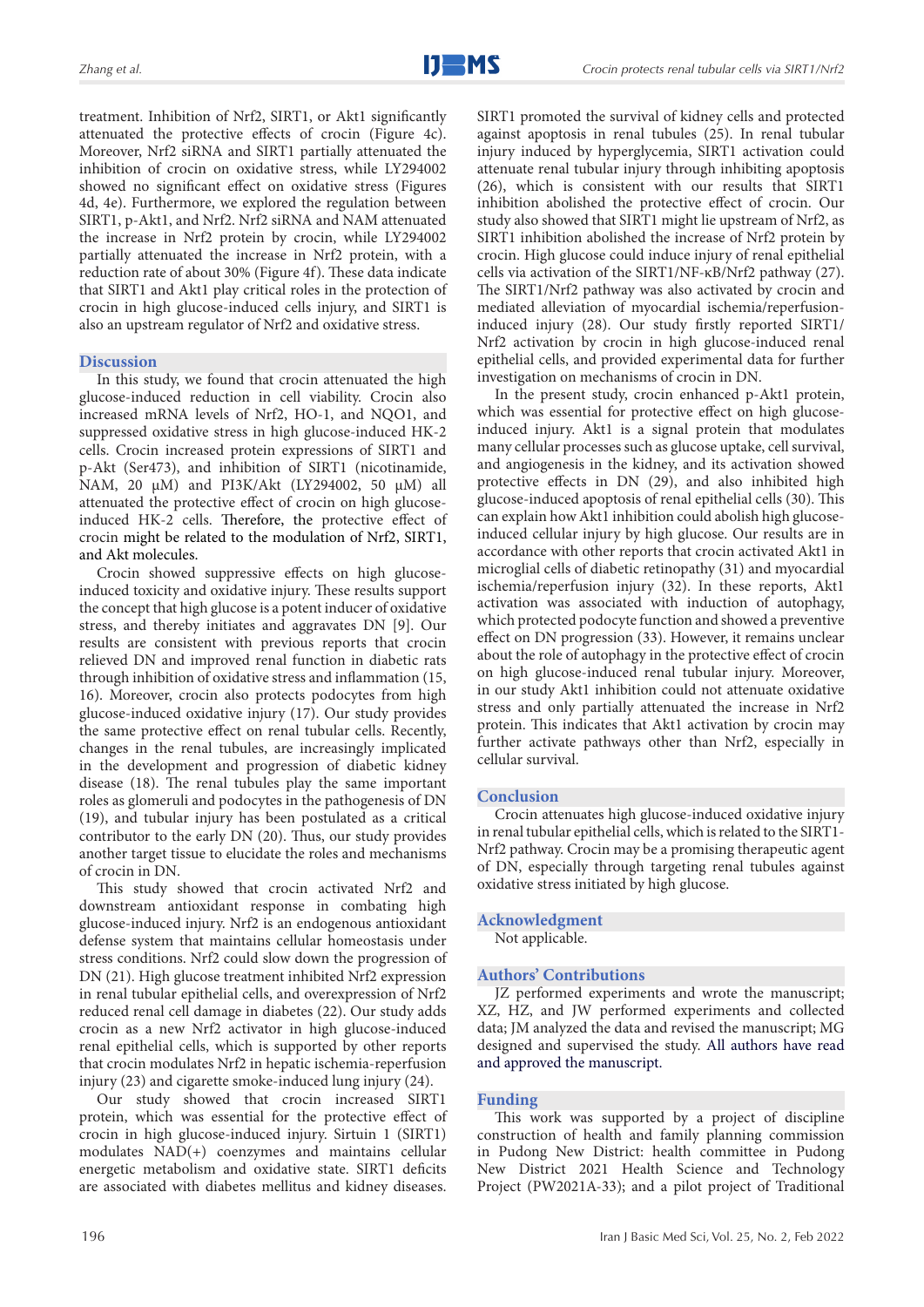treatment. Inhibition of Nrf2, SIRT1, or Akt1 significantly attenuated the protective effects of crocin (Figure 4c). Moreover, Nrf2 siRNA and SIRT1 partially attenuated the inhibition of crocin on oxidative stress, while LY294002 showed no significant effect on oxidative stress (Figures 4d, 4e). Furthermore, we explored the regulation between SIRT1, p-Akt1, and Nrf2. Nrf2 siRNA and NAM attenuated the increase in Nrf2 protein by crocin, while LY294002 partially attenuated the increase in Nrf2 protein, with a reduction rate of about 30% (Figure 4f). These data indicate that SIRT1 and Akt1 play critical roles in the protection of crocin in high glucose-induced cells injury, and SIRT1 is also an upstream regulator of Nrf2 and oxidative stress.

## Discussion

In this study, we found that crocin attenuated the high glucose-induced reduction in cell viability. Crocin also increased mRNA levels of Nrf2, HO-1, and NQO1, and suppressed oxidative stress in high glucose-induced HK-2 cells. Crocin increased protein expressions of SIRT1 and p-Akt (Ser473), and inhibition of SIRT1 (nicotinamide, NAM, 20 μM) and PI3K/Akt (LY294002, 50 μM) all attenuated the protective effect of crocin on high glucose-induced HK-2 cells. Therefore, the protective effect of crocin might be related to the modulation of Nrf2, SIRT1, and Akt molecules.

Crocin showed suppressive effects on high glucose-induced toxicity and oxidative injury. These results support the concept that high glucose is a potent inducer of oxidative stress, and thereby initiates and aggravates DN [9]. Our results are consistent with previous reports that crocin relieved DN and improved renal function in diabetic rats through inhibition of oxidative stress and inflammation (15, 16). Moreover, crocin also protects podocytes from high glucose-induced oxidative injury (17). Our study provides the same protective effect on renal tubular cells. Recently, changes in the renal tubules, are increasingly implicated in the development and progression of diabetic kidney disease (18). The renal tubules play the same important roles as glomeruli and podocytes in the pathogenesis of DN (19), and tubular injury has been postulated as a critical contributor to the early DN (20). Thus, our study provides another target tissue to elucidate the roles and mechanisms of crocin in DN.

This study showed that crocin activated Nrf2 and downstream antioxidant response in combating high glucose-induced injury. Nrf2 is an endogenous antioxidant defense system that maintains cellular homeostasis under stress conditions. Nrf2 could slow down the progression of DN (21). High glucose treatment inhibited Nrf2 expression in renal tubular epithelial cells, and overexpression of Nrf2 reduced renal cell damage in diabetes (22). Our study adds crocin as a new Nrf2 activator in high glucose-induced renal epithelial cells, which is supported by other reports that crocin modulates Nrf2 in hepatic ischemia-reperfusion injury (23) and cigarette smoke-induced lung injury (24).

Our study showed that crocin increased SIRT1 protein, which was essential for the protective effect of crocin in high glucose-induced injury. Sirtuin 1 (SIRT1) modulates NAD(+) coenzymes and maintains cellular energetic metabolism and oxidative state. SIRT1 deficits are associated with diabetes mellitus and kidney diseases. SIRT1 promoted the survival of kidney cells and protected against apoptosis in renal tubules (25). In renal tubular injury induced by hyperglycemia, SIRT1 activation could attenuate renal tubular injury through inhibiting apoptosis (26), which is consistent with our results that SIRT1 inhibition abolished the protective effect of crocin. Our study also showed that SIRT1 might lie upstream of Nrf2, as SIRT1 inhibition abolished the increase of Nrf2 protein by crocin. High glucose could induce injury of renal epithelial cells via activation of the SIRT1/NF-κB/Nrf2 pathway (27). The SIRT1/Nrf2 pathway was also activated by crocin and mediated alleviation of myocardial ischemia/reperfusion-induced injury (28). Our study firstly reported SIRT1/Nrf2 activation by crocin in high glucose-induced renal epithelial cells, and provided experimental data for further investigation on mechanisms of crocin in DN.

In the present study, crocin enhanced p-Akt1 protein, which was essential for protective effect on high glucose-induced injury. Akt1 is a signal protein that modulates many cellular processes such as glucose uptake, cell survival, and angiogenesis in the kidney, and its activation showed protective effects in DN (29), and also inhibited high glucose-induced apoptosis of renal epithelial cells (30). This can explain how Akt1 inhibition could abolish high glucose-induced cellular injury by high glucose. Our results are in accordance with other reports that crocin activated Akt1 in microglial cells of diabetic retinopathy (31) and myocardial ischemia/reperfusion injury (32). In these reports, Akt1 activation was associated with induction of autophagy, which protected podocyte function and showed a preventive effect on DN progression (33). However, it remains unclear about the role of autophagy in the protective effect of crocin on high glucose-induced renal tubular injury. Moreover, in our study Akt1 inhibition could not attenuate oxidative stress and only partially attenuated the increase in Nrf2 protein. This indicates that Akt1 activation by crocin may further activate pathways other than Nrf2, especially in cellular survival.

## Conclusion

Crocin attenuates high glucose-induced oxidative injury in renal tubular epithelial cells, which is related to the SIRT1-Nrf2 pathway. Crocin may be a promising therapeutic agent of DN, especially through targeting renal tubules against oxidative stress initiated by high glucose.

## Acknowledgment

Not applicable.

## Authors' Contributions

JZ performed experiments and wrote the manuscript; XZ, HZ, and JW performed experiments and collected data; JM analyzed the data and revised the manuscript; MG designed and supervised the study. All authors have read and approved the manuscript.

## Funding

This work was supported by a project of discipline construction of health and family planning commission in Pudong New District: health committee in Pudong New District 2021 Health Science and Technology Project (PW2021A-33); and a pilot project of Traditional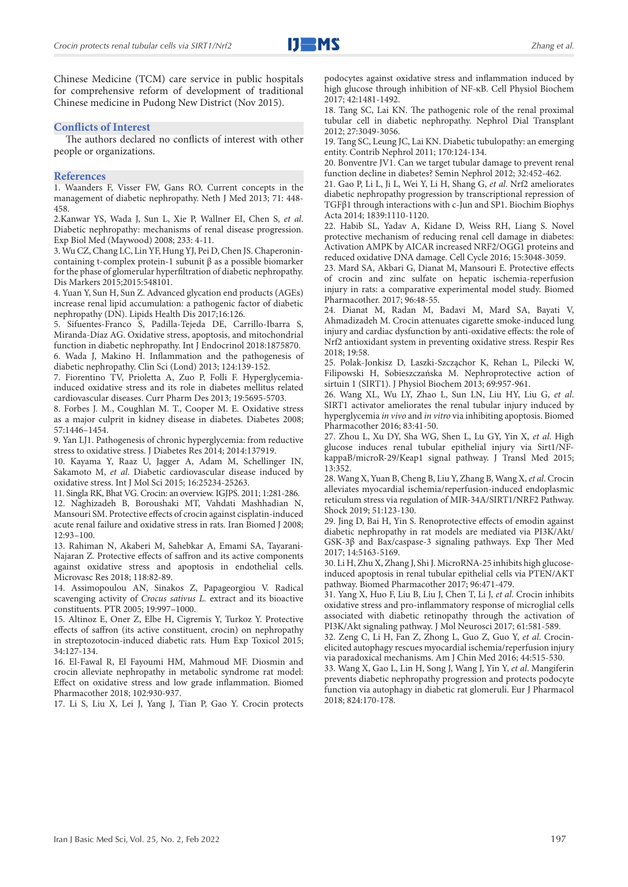Chinese Medicine (TCM) care service in public hospitals for comprehensive reform of development of traditional Chinese medicine in Pudong New District (Nov 2015).

## Conflicts of Interest

The authors declared no conflicts of interest with other people or organizations.

## References

1. Waanders F, Visser FW, Gans RO. Current concepts in the management of diabetic nephropathy. Neth J Med 2013; 71: 448-458.
2. Kanwar YS, Wada J, Sun L, Xie P, Wallner EI, Chen S, *et al.* Diabetic nephropathy: mechanisms of renal disease progression. Exp Biol Med (Maywood) 2008; 233: 4-11.
3. Wu CZ, Chang LC, Lin YF, Hung YJ, Pei D, Chen JS. Chaperonin-containing t-complex protein-1 subunit β as a possible biomarker for the phase of glomerular hyperfiltration of diabetic nephropathy. Dis Markers 2015;2015:548101.
4. Yuan Y, Sun H, Sun Z. Advanced glycation end products (AGEs) increase renal lipid accumulation: a pathogenic factor of diabetic nephropathy (DN). Lipids Health Dis 2017;16:126.
5. Sifuentes-Franco S, Padilla-Tejeda DE, Carrillo-Ibarra S, Miranda-Díaz AG. Oxidative stress, apoptosis, and mitochondrial function in diabetic nephropathy. Int J Endocrinol 2018:1875870.
6. Wada J, Makino H. Inflammation and the pathogenesis of diabetic nephropathy. Clin Sci (Lond) 2013; 124:139-152.
7. Fiorentino TV, Prioletta A, Zuo P, Folli F. Hyperglycemia-induced oxidative stress and its role in diabetes mellitus related cardiovascular diseases. Curr Pharm Des 2013; 19:5695-5703.
8. Forbes J. M., Coughlan M. T., Cooper M. E. Oxidative stress as a major culprit in kidney disease in diabetes. Diabetes 2008; 57:1446–1454.
9. Yan LJ1. Pathogenesis of chronic hyperglycemia: from reductive stress to oxidative stress. J Diabetes Res 2014; 2014:137919.
10. Kayama Y, Raaz U, Jagger A, Adam M, Schellinger IN, Sakamoto M, *et al.* Diabetic cardiovascular disease induced by oxidative stress. Int J Mol Sci 2015; 16:25234-25263.
11. Singla RK, Bhat VG. Crocin: an overview. IGJPS. 2011; 1:281-286.
12. Naghizadeh B, Boroushaki MT, Vahdati Mashhadian N, Mansouri SM. Protective effects of crocin against cisplatin-induced acute renal failure and oxidative stress in rats. Iran Biomed J 2008; 12:93–100.
13. Rahiman N, Akaberi M, Sahebkar A, Emami SA, Tayarani-Najaran Z. Protective effects of saffron and its active components against oxidative stress and apoptosis in endothelial cells. Microvasc Res 2018; 118:82-89.
14. Assimopoulou AN, Sinakos Z, Papageorgiou V. Radical scavenging activity of *Crocus sativus L.* extract and its bioactive constituents. PTR 2005; 19:997–1000.
15. Altinoz E, Oner Z, Elbe H, Cigremis Y, Turkoz Y. Protective effects of saffron (its active constituent, crocin) on nephropathy in streptozotocin-induced diabetic rats. Hum Exp Toxicol 2015; 34:127-134.
16. El-Fawal R, El Fayoumi HM, Mahmoud MF. Diosmin and crocin alleviate nephropathy in metabolic syndrome rat model: Effect on oxidative stress and low grade inflammation. Biomed Pharmacother 2018; 102:930-937.
17. Li S, Liu X, Lei J, Yang J, Tian P, Gao Y. Crocin protects podocytes against oxidative stress and inflammation induced by high glucose through inhibition of NF-κB. Cell Physiol Biochem 2017; 42:1481-1492.
18. Tang SC, Lai KN. The pathogenic role of the renal proximal tubular cell in diabetic nephropathy. Nephrol Dial Transplant 2012; 27:3049-3056.
19. Tang SC, Leung JC, Lai KN. Diabetic tubulopathy: an emerging entity. Contrib Nephrol 2011; 170:124-134.
20. Bonventre JV1. Can we target tubular damage to prevent renal function decline in diabetes? Semin Nephrol 2012; 32:452-462.
21. Gao P, Li L, Ji L, Wei Y, Li H, Shang G, *et al.* Nrf2 ameliorates diabetic nephropathy progression by transcriptional repression of TGFβ1 through interactions with c-Jun and SP1. Biochim Biophys Acta 2014; 1839:1110-1120.
22. Habib SL, Yadav A, Kidane D, Weiss RH, Liang S. Novel protective mechanism of reducing renal cell damage in diabetes: Activation AMPK by AICAR increased NRF2/OGG1 proteins and reduced oxidative DNA damage. Cell Cycle 2016; 15:3048-3059.
23. Mard SA, Akbari G, Mansouri E. Protective effects of crocin and zinc sulfate on hepatic ischemia-reperfusion injury in rats: a comparative experimental model study. Biomed Pharmacother. 2017; 96:48-55.
24. Dianat M, Radan M, Badavi M, Mard SA, Bayati V, Ahmadizadeh M. Crocin attenuates cigarette smoke-induced lung injury and cardiac dysfunction by anti-oxidative effects: the role of Nrf2 antioxidant system in preventing oxidative stress. Respir Res 2018; 19:58.
25. Polak-Jonkisz D, Laszki-Szcząchor K, Rehan L, Pilecki W, Filipowski H, Sobieszczańska M. Nephroprotective action of sirtuin 1 (SIRT1). J Physiol Biochem 2013; 69:957-961.
26. Wang XL, Wu LY, Zhao L, Sun LN, Liu HY, Liu G, *et al.* SIRT1 activator ameliorates the renal tubular injury induced by hyperglycemia *in vivo* and *in vitro* via inhibiting apoptosis. Biomed Pharmacother 2016; 83:41-50.
27. Zhou L, Xu DY, Sha WG, Shen L, Lu GY, Yin X, *et al.* High glucose induces renal tubular epithelial injury via Sirt1/NF-kappaB/microR-29/Keap1 signal pathway. J Transl Med 2015; 13:352.
28. Wang X, Yuan B, Cheng B, Liu Y, Zhang B, Wang X, *et al.* Crocin alleviates myocardial ischemia/reperfusion-induced endoplasmic reticulum stress via regulation of MIR-34A/SIRT1/NRF2 Pathway. Shock 2019; 51:123-130.
29. Jing D, Bai H, Yin S. Renoprotective effects of emodin against diabetic nephropathy in rat models are mediated via PI3K/Akt/GSK-3β and Bax/caspase-3 signaling pathways. Exp Ther Med 2017; 14:5163-5169.
30. Li H, Zhu X, Zhang J, Shi J. MicroRNA-25 inhibits high glucose-induced apoptosis in renal tubular epithelial cells via PTEN/AKT pathway. Biomed Pharmacother 2017; 96:471-479.
31. Yang X, Huo F, Liu B, Liu J, Chen T, Li J, *et al.* Crocin inhibits oxidative stress and pro-inflammatory response of microglial cells associated with diabetic retinopathy through the activation of PI3K/Akt signaling pathway. J Mol Neurosci 2017; 61:581-589.
32. Zeng C, Li H, Fan Z, Zhong L, Guo Z, Guo Y, *et al.* Crocin-elicited autophagy rescues myocardial ischemia/reperfusion injury via paradoxical mechanisms. Am J Chin Med 2016; 44:515-530.
33. Wang X, Gao L, Lin H, Song J, Wang J, Yin Y, *et al.* Mangiferin prevents diabetic nephropathy progression and protects podocyte function via autophagy in diabetic rat glomeruli. Eur J Pharmacol 2018; 824:170-178.